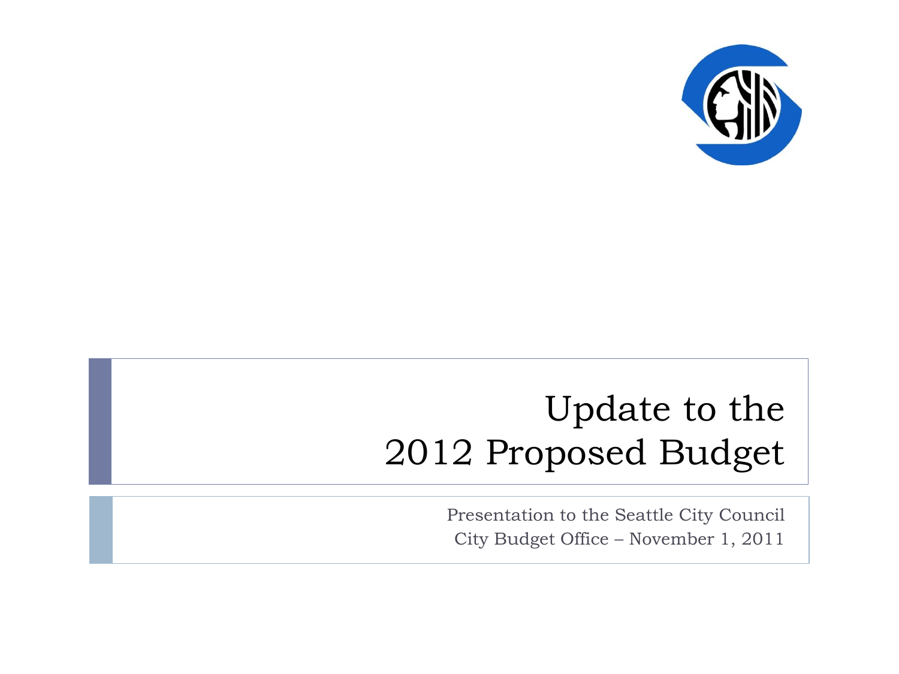# Update to the 2012 Proposed Budget

Presentation to the Seattle City Council

City Budget Office – November 1, 2011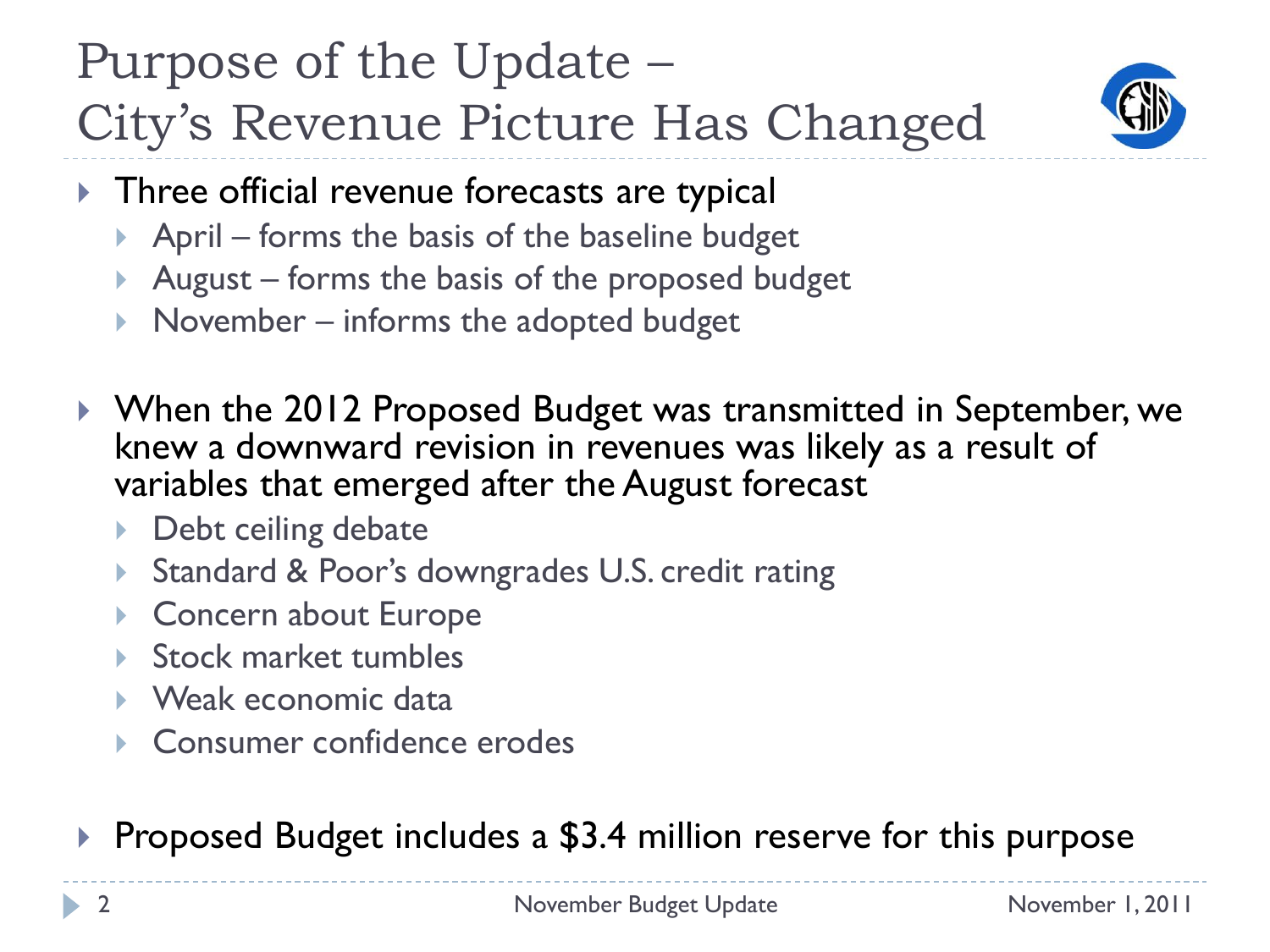# Purpose of the Update – City's Revenue Picture Has Changed

- Three official revenue forecasts are typical
  - April – forms the basis of the baseline budget
  - August – forms the basis of the proposed budget
  - November – informs the adopted budget

- When the 2012 Proposed Budget was transmitted in September, we knew a downward revision in revenues was likely as a result of variables that emerged after the August forecast
  - Debt ceiling debate
  - Standard & Poor's downgrades U.S. credit rating
  - Concern about Europe
  - Stock market tumbles
  - Weak economic data
  - Consumer confidence erodes

- Proposed Budget includes a $3.4 million reserve for this purpose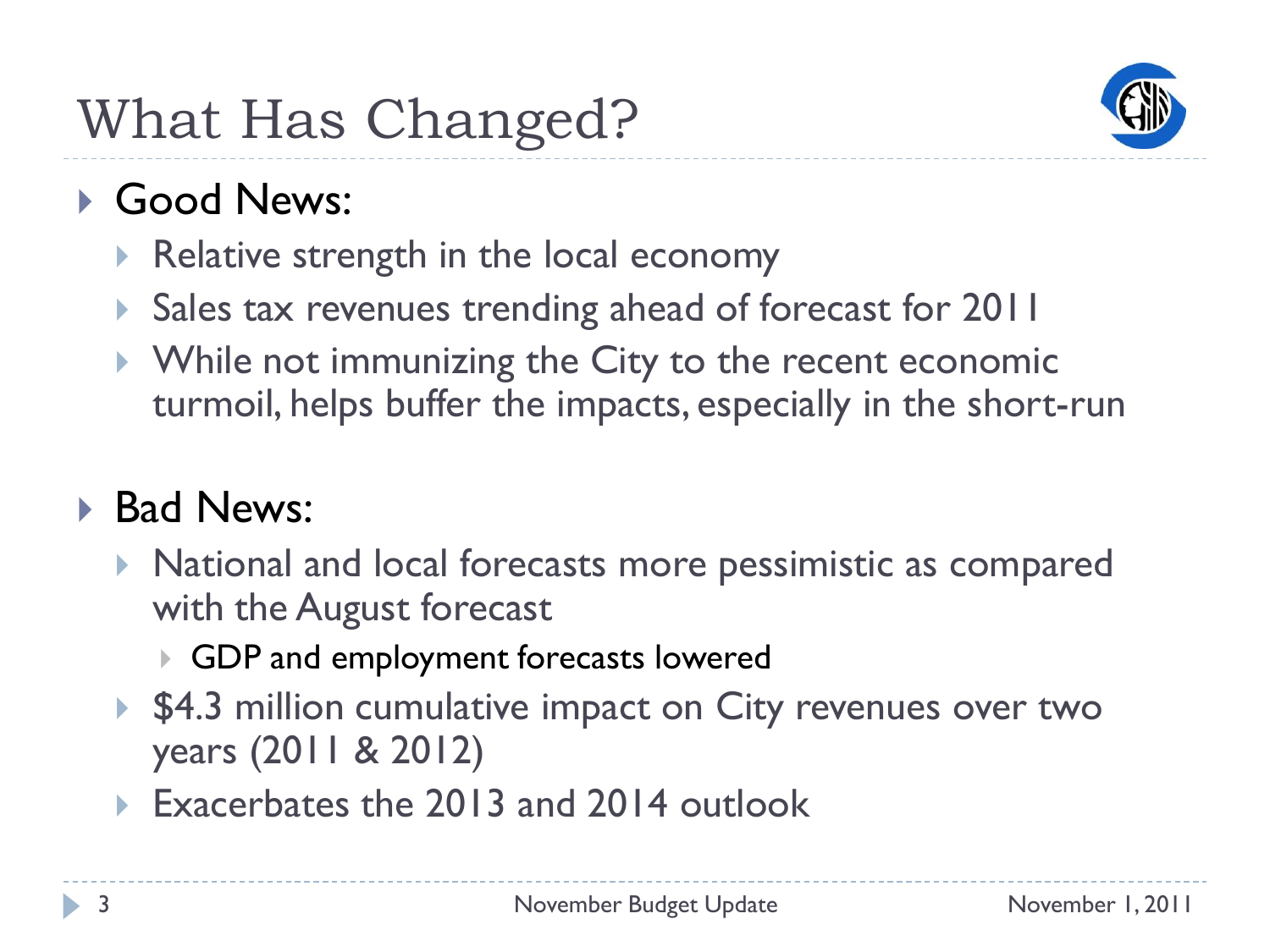# What Has Changed?

- Good News:
  - Relative strength in the local economy
  - Sales tax revenues trending ahead of forecast for 2011
  - While not immunizing the City to the recent economic turmoil, helps buffer the impacts, especially in the short-run

- Bad News:
  - National and local forecasts more pessimistic as compared with the August forecast
    - GDP and employment forecasts lowered
  - $4.3 million cumulative impact on City revenues over two years (2011 & 2012)
  - Exacerbates the 2013 and 2014 outlook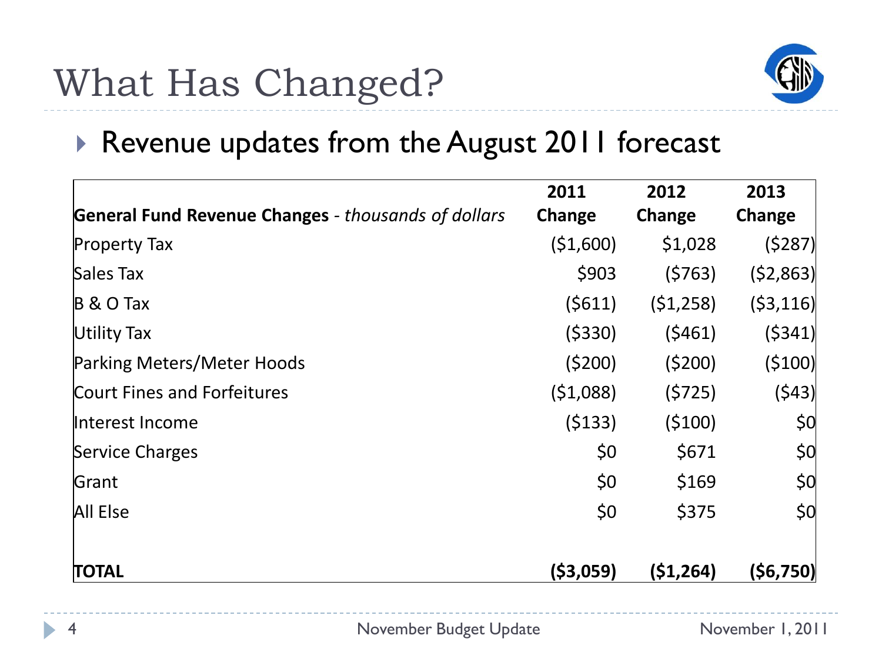# What Has Changed?

- Revenue updates from the August 2011 forecast

| **General Fund Revenue Changes** - *thousands of dollars* | **2011 Change** | **2012 Change** | **2013 Change** |
|---|---|---|---|
| Property Tax | ($1,600) | $1,028 | ($287) |
| Sales Tax | $903 | ($763) | ($2,863) |
| B & O Tax | ($611) | ($1,258) | ($3,116) |
| Utility Tax | ($330) | ($461) | ($341) |
| Parking Meters/Meter Hoods | ($200) | ($200) | ($100) |
| Court Fines and Forfeitures | ($1,088) | ($725) | ($43) |
| Interest Income | ($133) | ($100) | $0 |
| Service Charges | $0 | $671 | $0 |
| Grant | $0 | $169 | $0 |
| All Else | $0 | $375 | $0 |
| **TOTAL** | **($3,059)** | **($1,264)** | **($6,750)** |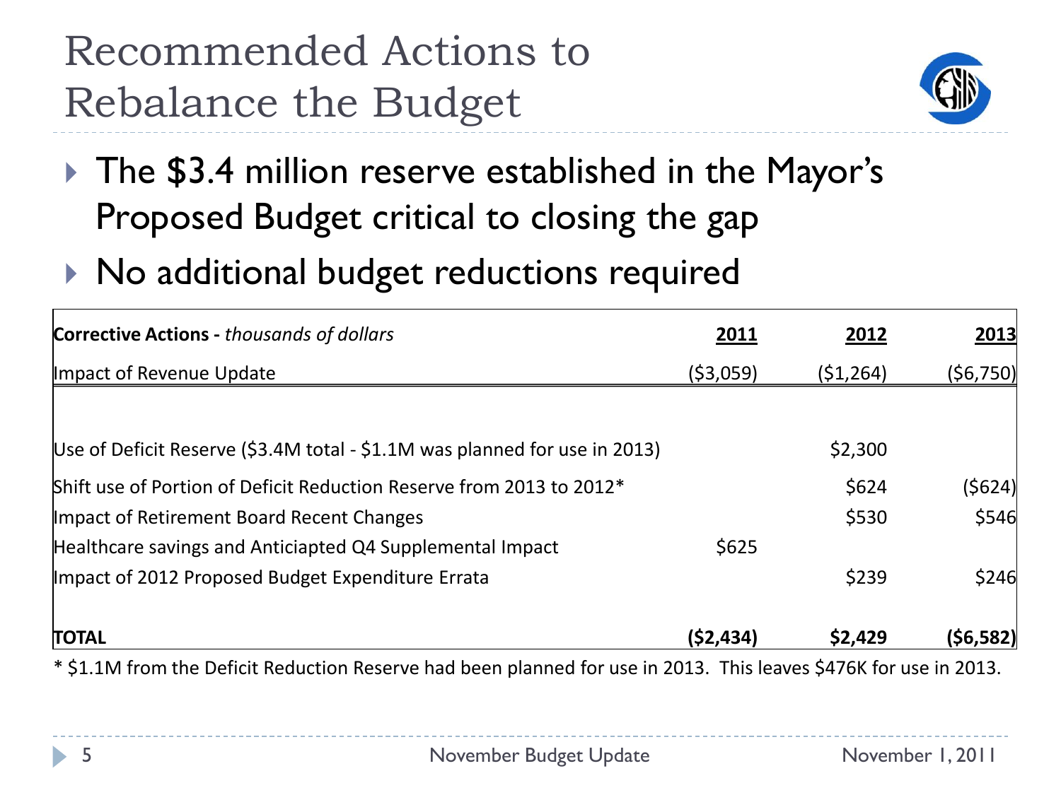# Recommended Actions to Rebalance the Budget

- The $3.4 million reserve established in the Mayor's Proposed Budget critical to closing the gap
- No additional budget reductions required

| **Corrective Actions -** *thousands of dollars* | **2011** | **2012** | **2013** |
|---|---|---|---|
| Impact of Revenue Update | ($3,059) | ($1,264) | ($6,750) |
| | | | |
| Use of Deficit Reserve ($3.4M total - $1.1M was planned for use in 2013) | | $2,300 | |
| Shift use of Portion of Deficit Reduction Reserve from 2013 to 2012* | | $624 | ($624) |
| Impact of Retirement Board Recent Changes | | $530 | $546 |
| Healthcare savings and Anticiapted Q4 Supplemental Impact | $625 | | |
| Impact of 2012 Proposed Budget Expenditure Errata | | $239 | $246 |
| **TOTAL** | **($2,434)** | **$2,429** | **($6,582)** |

* $1.1M from the Deficit Reduction Reserve had been planned for use in 2013. This leaves $476K for use in 2013.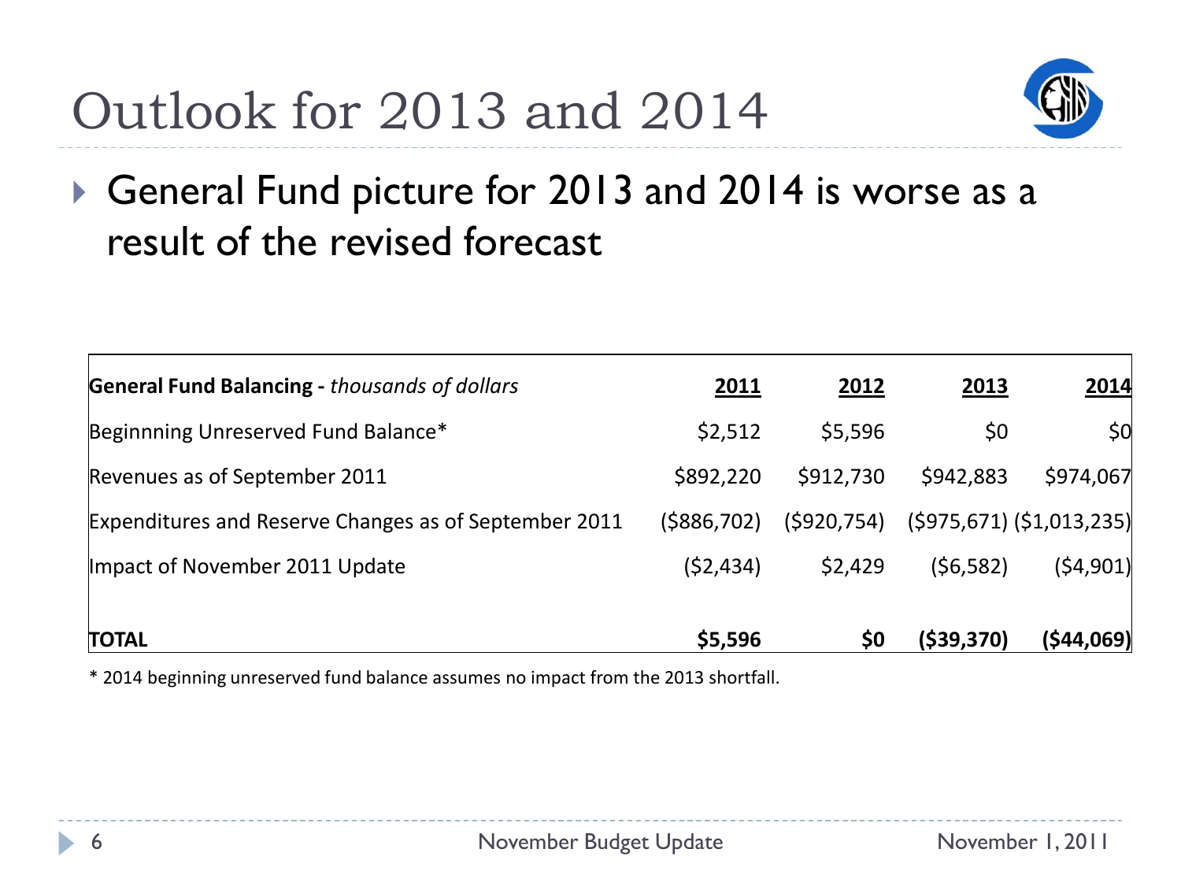# Outlook for 2013 and 2014

- General Fund picture for 2013 and 2014 is worse as a result of the revised forecast

| **General Fund Balancing -** *thousands of dollars* | 2011 | 2012 | 2013 | 2014 |
|---|---|---|---|---|
| Beginnning Unreserved Fund Balance* | $2,512 | $5,596 | $0 | $0 |
| Revenues as of September 2011 | $892,220 | $912,730 | $942,883 | $974,067 |
| Expenditures and Reserve Changes as of September 2011 | ($886,702) | ($920,754) | ($975,671) | ($1,013,235) |
| Impact of November 2011 Update | ($2,434) | $2,429 | ($6,582) | ($4,901) |
| **TOTAL** | **$5,596** | **$0** | **($39,370)** | **($44,069)** |

* 2014 beginning unreserved fund balance assumes no impact from the 2013 shortfall.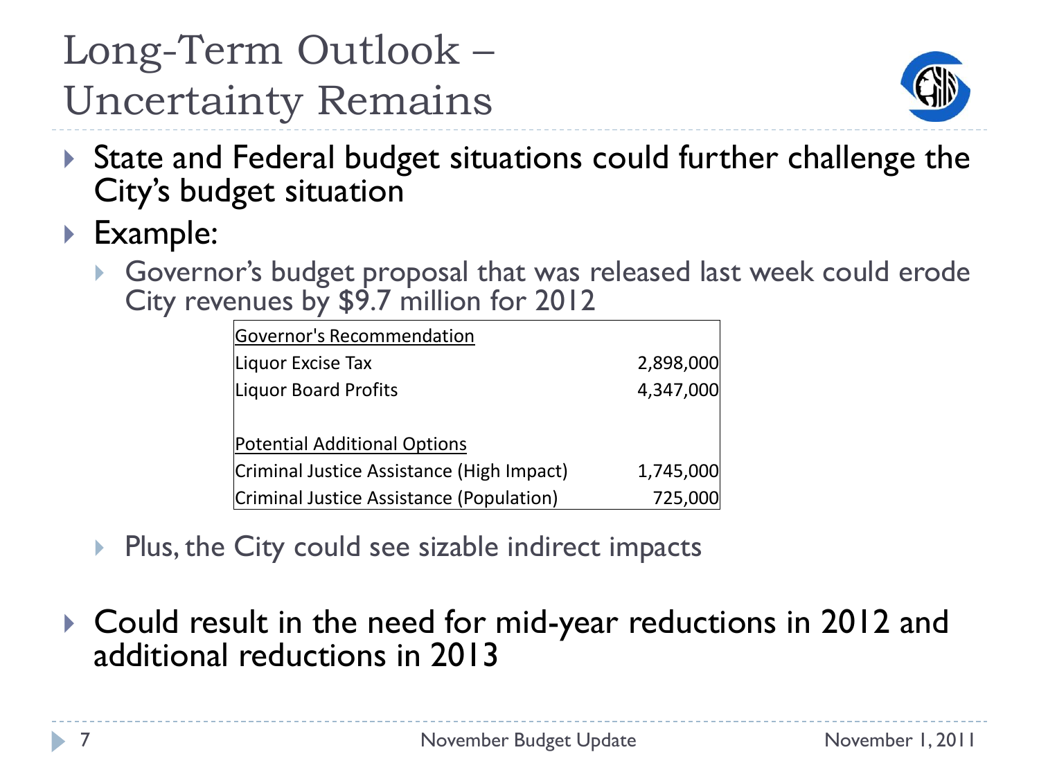# Long-Term Outlook – Uncertainty Remains

- State and Federal budget situations could further challenge the City's budget situation
- Example:
  - Governor's budget proposal that was released last week could erode City revenues by $9.7 million for 2012

| Governor's Recommendation | |
|---|---|
| Liquor Excise Tax | 2,898,000 |
| Liquor Board Profits | 4,347,000 |
| | |
| Potential Additional Options | |
| Criminal Justice Assistance (High Impact) | 1,745,000 |
| Criminal Justice Assistance (Population) | 725,000 |

  - Plus, the City could see sizable indirect impacts

- Could result in the need for mid-year reductions in 2012 and additional reductions in 2013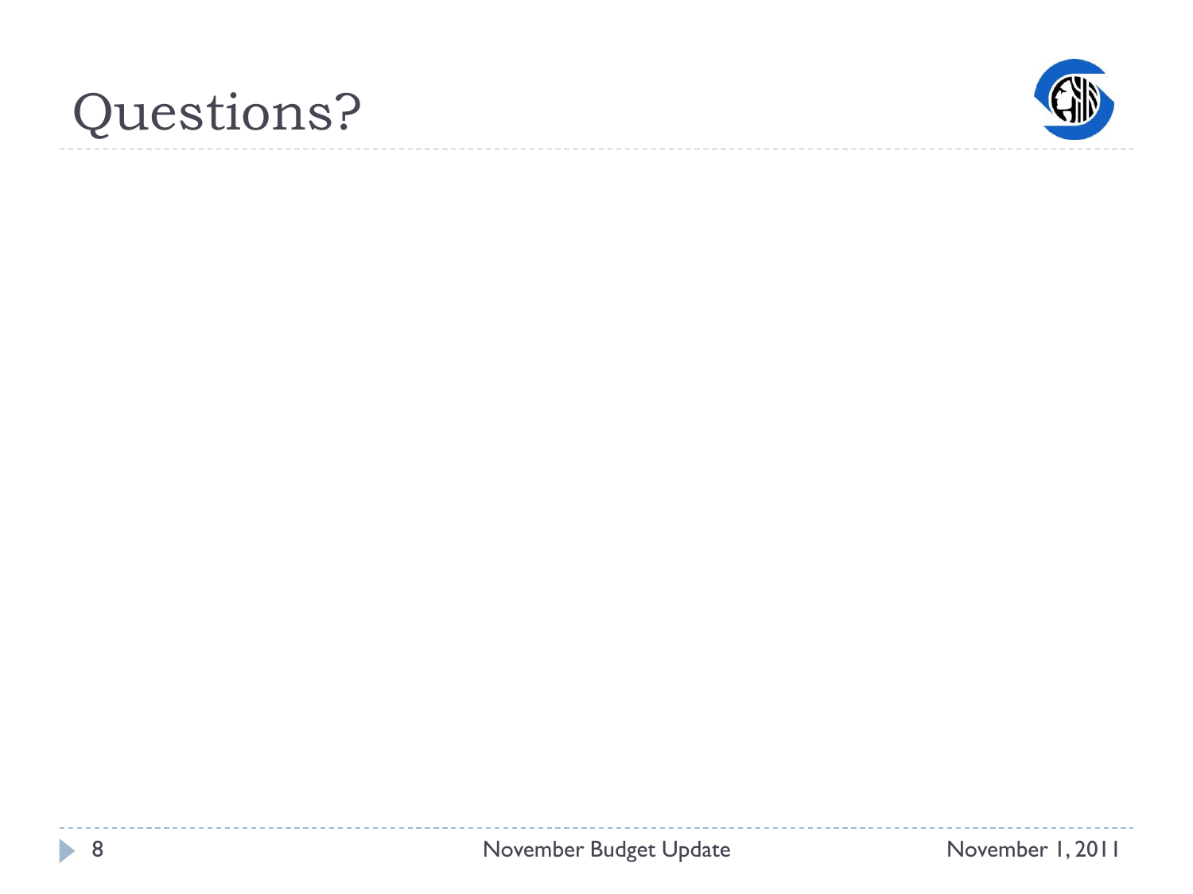# Questions?